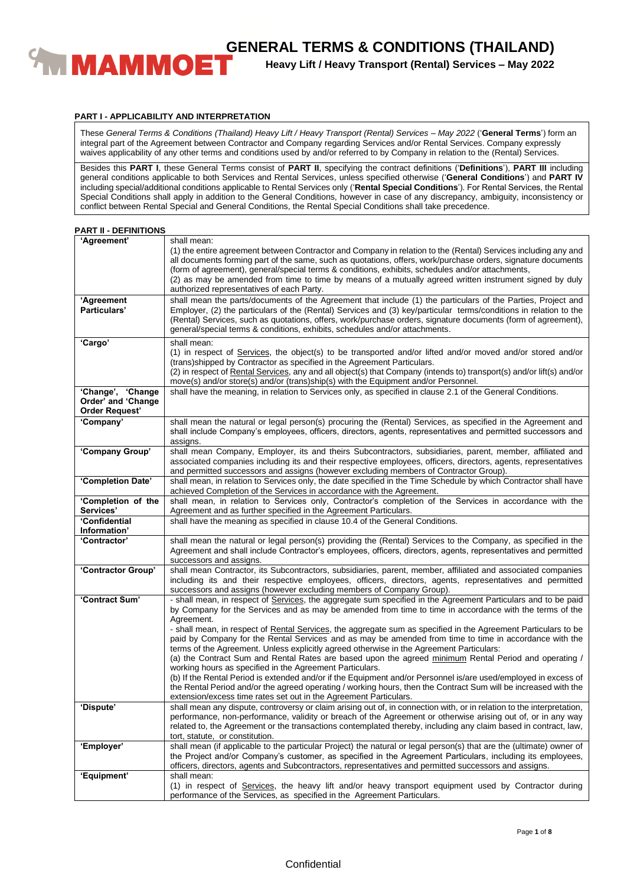# GENERAL TERMS & CONDITIONS (THAILAND)

**Heavy Lift / Heavy Transport (Rental) Services – May 2022**

## PART I - APPLICABILITY AND INTERPRETATION

These *General Terms & Conditions (Thailand) Heavy Lift / Heavy Transport (Rental) Services – May 2022* ('**General Terms**') form an integral part of the Agreement between Contractor and Company regarding Services and/or Rental Services. Company expressly waives applicability of any other terms and conditions used by and/or referred to by Company in relation to the (Rental) Services.

Besides this **PART I**, these General Terms consist of **PART II**, specifying the contract definitions ('**Definitions**'), **PART III** including general conditions applicable to both Services and Rental Services, unless specified otherwise ('**General Conditions**') and **PART IV** including special/additional conditions applicable to Rental Services only ('**Rental Special Conditions**'). For Rental Services, the Rental Special Conditions shall apply in addition to the General Conditions, however in case of any discrepancy, ambiguity, inconsistency or conflict between Rental Special and General Conditions, the Rental Special Conditions shall take precedence.

## PART II - DEFINITIONS

| | |
|---|---|
| **'Agreement'** | shall mean:<br>(1) the entire agreement between Contractor and Company in relation to the (Rental) Services including any and all documents forming part of the same, such as quotations, offers, work/purchase orders, signature documents (form of agreement), general/special terms & conditions, exhibits, schedules and/or attachments,<br>(2) as may be amended from time to time by means of a mutually agreed written instrument signed by duly authorized representatives of each Party. |
| **'Agreement Particulars'** | shall mean the parts/documents of the Agreement that include (1) the particulars of the Parties, Project and Employer, (2) the particulars of the (Rental) Services and (3) key/particular terms/conditions in relation to the (Rental) Services, such as quotations, offers, work/purchase orders, signature documents (form of agreement), general/special terms & conditions, exhibits, schedules and/or attachments. |
| **'Cargo'** | shall mean:<br>(1) in respect of <u>Services</u>, the object(s) to be transported and/or lifted and/or moved and/or stored and/or (trans)shipped by Contractor as specified in the Agreement Particulars.<br>(2) in respect of <u>Rental Services</u>, any and all object(s) that Company (intends to) transport(s) and/or lift(s) and/or move(s) and/or store(s) and/or (trans)ship(s) with the Equipment and/or Personnel. |
| **'Change', 'Change Order' and 'Change Order Request'** | shall have the meaning, in relation to Services only, as specified in clause 2.1 of the General Conditions. |
| **'Company'** | shall mean the natural or legal person(s) procuring the (Rental) Services, as specified in the Agreement and shall include Company's employees, officers, directors, agents, representatives and permitted successors and assigns. |
| **'Company Group'** | shall mean Company, Employer, its and theirs Subcontractors, subsidiaries, parent, member, affiliated and associated companies including its and their respective employees, officers, directors, agents, representatives and permitted successors and assigns (however excluding members of Contractor Group). |
| **'Completion Date'** | shall mean, in relation to Services only, the date specified in the Time Schedule by which Contractor shall have achieved Completion of the Services in accordance with the Agreement. |
| **'Completion of the Services'** | shall mean, in relation to Services only, Contractor's completion of the Services in accordance with the Agreement and as further specified in the Agreement Particulars. |
| **'Confidential Information'** | shall have the meaning as specified in clause 10.4 of the General Conditions. |
| **'Contractor'** | shall mean the natural or legal person(s) providing the (Rental) Services to the Company, as specified in the Agreement and shall include Contractor's employees, officers, directors, agents, representatives and permitted successors and assigns. |
| **'Contractor Group'** | shall mean Contractor, its Subcontractors, subsidiaries, parent, member, affiliated and associated companies including its and their respective employees, officers, directors, agents, representatives and permitted successors and assigns (however excluding members of Company Group). |
| **'Contract Sum'** | - shall mean, in respect of <u>Services</u>, the aggregate sum specified in the Agreement Particulars and to be paid by Company for the Services and as may be amended from time to time in accordance with the terms of the Agreement.<br>- shall mean, in respect of <u>Rental Services</u>, the aggregate sum as specified in the Agreement Particulars to be paid by Company for the Rental Services and as may be amended from time to time in accordance with the terms of the Agreement. Unless explicitly agreed otherwise in the Agreement Particulars:<br>(a) the Contract Sum and Rental Rates are based upon the agreed <u>minimum</u> Rental Period and operating / working hours as specified in the Agreement Particulars.<br>(b) If the Rental Period is extended and/or if the Equipment and/or Personnel is/are used/employed in excess of the Rental Period and/or the agreed operating / working hours, then the Contract Sum will be increased with the extension/excess time rates set out in the Agreement Particulars. |
| **'Dispute'** | shall mean any dispute, controversy or claim arising out of, in connection with, or in relation to the interpretation, performance, non-performance, validity or breach of the Agreement or otherwise arising out of, or in any way related to, the Agreement or the transactions contemplated thereby, including any claim based in contract, law, tort, statute, or constitution. |
| **'Employer'** | shall mean (if applicable to the particular Project) the natural or legal person(s) that are the (ultimate) owner of the Project and/or Company's customer, as specified in the Agreement Particulars, including its employees, officers, directors, agents and Subcontractors, representatives and permitted successors and assigns. |
| **'Equipment'** | shall mean:<br>(1) in respect of <u>Services</u>, the heavy lift and/or heavy transport equipment used by Contractor during performance of the Services, as specified in the Agreement Particulars. |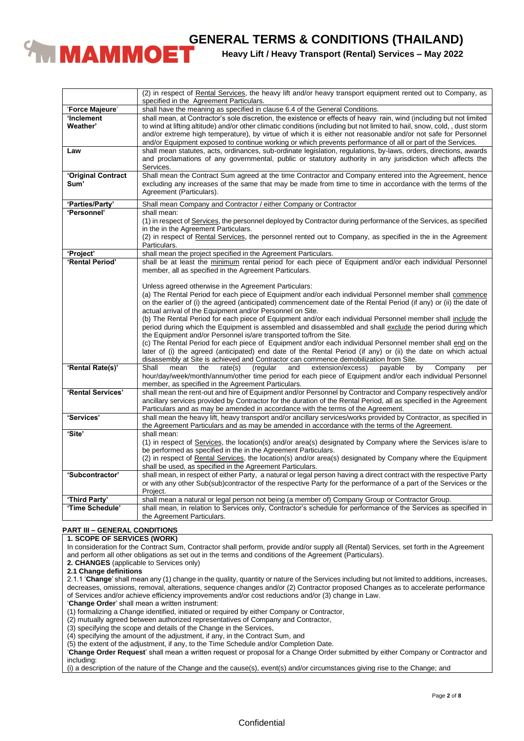| | |
|---|---|
| | (2) in respect of <u>Rental Services</u>, the heavy lift and/or heavy transport equipment rented out to Company, as specified in the Agreement Particulars. |
| '**Force Majeure**' | shall have the meaning as specified in clause 6.4 of the General Conditions. |
| '**Inclement Weather**' | shall mean, at Contractor's sole discretion, the existence or effects of heavy rain, wind (including but not limited to wind at lifting altitude) and/or other climatic conditions (including but not limited to hail, snow, cold, , dust storm and/or extreme high temperature), by virtue of which it is either not reasonable and/or not safe for Personnel and/or Equipment exposed to continue working or which prevents performance of all or part of the Services. |
| **Law** | shall mean statutes, acts, ordinances, sub-ordinate legislation, regulations, by-laws, orders, directions, awards and proclamations of any governmental, public or statutory authority in any jurisdiction which affects the Services. |
| '**Original Contract Sum**' | Shall mean the Contract Sum agreed at the time Contractor and Company entered into the Agreement, hence excluding any increases of the same that may be made from time to time in accordance with the terms of the Agreement (Particulars). |
| '**Parties/Party**' | Shall mean Company and Contractor / either Company or Contractor |
| '**Personnel**' | shall mean:<br>(1) in respect of <u>Services</u>, the personnel deployed by Contractor during performance of the Services, as specified in the in the Agreement Particulars.<br>(2) in respect of <u>Rental Services</u>, the personnel rented out to Company, as specified in the in the Agreement Particulars. |
| '**Project**' | shall mean the project specified in the Agreement Particulars. |
| '**Rental Period**' | shall be at least the <u>minimum</u> rental period for each piece of Equipment and/or each individual Personnel member, all as specified in the Agreement Particulars.<br><br>Unless agreed otherwise in the Agreement Particulars:<br>(a) The Rental Period for each piece of Equipment and/or each individual Personnel member shall <u>commence</u> on the earlier of (i) the agreed (anticipated) commencement date of the Rental Period (if any) or (ii) the date of actual arrival of the Equipment and/or Personnel on Site.<br>(b) The Rental Period for each piece of Equipment and/or each individual Personnel member shall <u>include</u> the period during which the Equipment is assembled and disassembled and shall <u>exclude</u> the period during which the Equipment and/or Personnel is/are transported to/from the Site.<br>(c) The Rental Period for each piece of Equipment and/or each individual Personnel member shall <u>end</u> on the later of (i) the agreed (anticipated) end date of the Rental Period (if any) or (ii) the date on which actual disassembly at Site is achieved and Contractor can commence demobilization from Site. |
| '**Rental Rate(s)**' | Shall mean the rate(s) (regular and extension/excess) payable by Company per hour/day/week/month/annum/other time period for each piece of Equipment and/or each individual Personnel member, as specified in the Agreement Particulars. |
| '**Rental Services**' | shall mean the rent-out and hire of Equipment and/or Personnel by Contractor and Company respectively and/or ancillary services provided by Contractor for the duration of the Rental Period, all as specified in the Agreement Particulars and as may be amended in accordance with the terms of the Agreement. |
| '**Services**' | shall mean the heavy lift, heavy transport and/or ancillary services/works provided by Contractor, as specified in the Agreement Particulars and as may be amended in accordance with the terms of the Agreement. |
| '**Site**' | shall mean:<br>(1) in respect of <u>Services</u>, the location(s) and/or area(s) designated by Company where the Services is/are to be performed as specified in the in the Agreement Particulars.<br>(2) in respect of <u>Rental Services</u>, the location(s) and/or area(s) designated by Company where the Equipment shall be used, as specified in the Agreement Particulars. |
| '**Subcontractor**' | shall mean, in respect of either Party, a natural or legal person having a direct contract with the respective Party or with any other Sub(sub)contractor of the respective Party for the performance of a part of the Services or the Project. |
| '**Third Party**' | shall mean a natural or legal person not being (a member of) Company Group or Contractor Group. |
| '**Time Schedule**' | shall mean, in relation to Services only, Contractor's schedule for performance of the Services as specified in the Agreement Particulars. |

## PART III – GENERAL CONDITIONS

### 1. SCOPE OF SERVICES (WORK)

In consideration for the Contract Sum, Contractor shall perform, provide and/or supply all (Rental) Services, set forth in the Agreement and perform all other obligations as set out in the terms and conditions of the Agreement (Particulars).

### 2. CHANGES (applicable to Services only)

**2.1 Change definitions**

2.1.1 '**Change**' shall mean any (1) change in the quality, quantity or nature of the Services including but not limited to additions, increases, decreases, omissions, removal, alterations, sequence changes and/or (2) Contractor proposed Changes as to accelerate performance of Services and/or achieve efficiency improvements and/or cost reductions and/or (3) change in Law.

'**Change Order**' shall mean a written instrument:

(1) formalizing a Change identified, initiated or required by either Company or Contractor,
(2) mutually agreed between authorized representatives of Company and Contractor,
(3) specifying the scope and details of the Change in the Services,
(4) specifying the amount of the adjustment, if any, in the Contract Sum, and
(5) the extent of the adjustment, if any, to the Time Schedule and/or Completion Date.

'**Change Order Request**' shall mean a written request or proposal for a Change Order submitted by either Company or Contractor and including:

(i) a description of the nature of the Change and the cause(s), event(s) and/or circumstances giving rise to the Change; and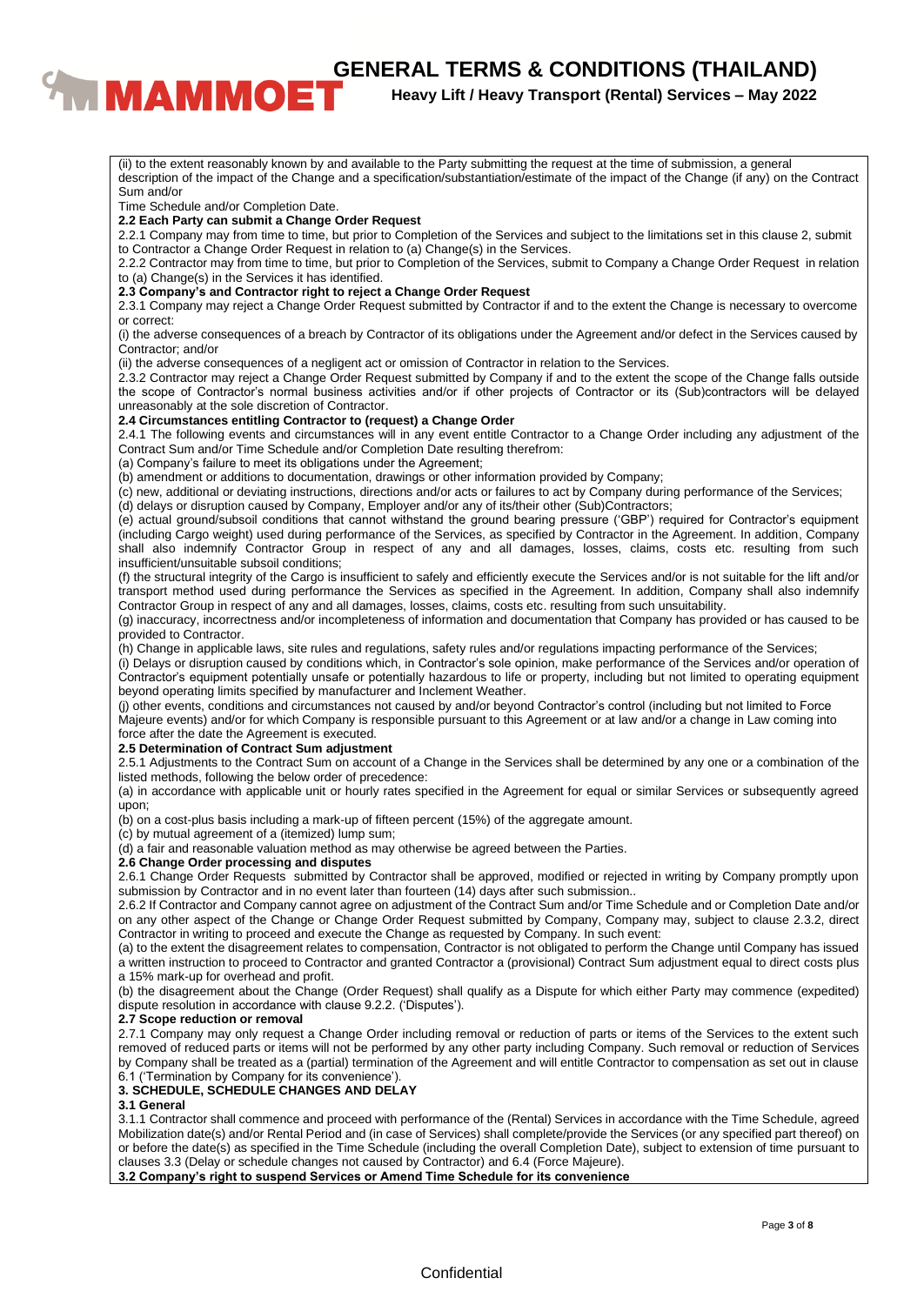(ii) to the extent reasonably known by and available to the Party submitting the request at the time of submission, a general description of the impact of the Change and a specification/substantiation/estimate of the impact of the Change (if any) on the Contract Sum and/or

Time Schedule and/or Completion Date.

**2.2 Each Party can submit a Change Order Request**

2.2.1 Company may from time to time, but prior to Completion of the Services and subject to the limitations set in this clause 2, submit to Contractor a Change Order Request in relation to (a) Change(s) in the Services.

2.2.2 Contractor may from time to time, but prior to Completion of the Services, submit to Company a Change Order Request in relation to (a) Change(s) in the Services it has identified.

**2.3 Company's and Contractor right to reject a Change Order Request**

2.3.1 Company may reject a Change Order Request submitted by Contractor if and to the extent the Change is necessary to overcome or correct:

(i) the adverse consequences of a breach by Contractor of its obligations under the Agreement and/or defect in the Services caused by Contractor; and/or

(ii) the adverse consequences of a negligent act or omission of Contractor in relation to the Services.

2.3.2 Contractor may reject a Change Order Request submitted by Company if and to the extent the scope of the Change falls outside the scope of Contractor's normal business activities and/or if other projects of Contractor or its (Sub)contractors will be delayed unreasonably at the sole discretion of Contractor.

**2.4 Circumstances entitling Contractor to (request) a Change Order**

2.4.1 The following events and circumstances will in any event entitle Contractor to a Change Order including any adjustment of the Contract Sum and/or Time Schedule and/or Completion Date resulting therefrom:

(a) Company's failure to meet its obligations under the Agreement;

(b) amendment or additions to documentation, drawings or other information provided by Company;

(c) new, additional or deviating instructions, directions and/or acts or failures to act by Company during performance of the Services;

(d) delays or disruption caused by Company, Employer and/or any of its/their other (Sub)Contractors;

(e) actual ground/subsoil conditions that cannot withstand the ground bearing pressure ('GBP') required for Contractor's equipment (including Cargo weight) used during performance of the Services, as specified by Contractor in the Agreement. In addition, Company shall also indemnify Contractor Group in respect of any and all damages, losses, claims, costs etc. resulting from such insufficient/unsuitable subsoil conditions;

(f) the structural integrity of the Cargo is insufficient to safely and efficiently execute the Services and/or is not suitable for the lift and/or transport method used during performance the Services as specified in the Agreement. In addition, Company shall also indemnify Contractor Group in respect of any and all damages, losses, claims, costs etc. resulting from such unsuitability.

(g) inaccuracy, incorrectness and/or incompleteness of information and documentation that Company has provided or has caused to be provided to Contractor.

(h) Change in applicable laws, site rules and regulations, safety rules and/or regulations impacting performance of the Services;

(i) Delays or disruption caused by conditions which, in Contractor's sole opinion, make performance of the Services and/or operation of Contractor's equipment potentially unsafe or potentially hazardous to life or property, including but not limited to operating equipment beyond operating limits specified by manufacturer and Inclement Weather.

(j) other events, conditions and circumstances not caused by and/or beyond Contractor's control (including but not limited to Force Majeure events) and/or for which Company is responsible pursuant to this Agreement or at law and/or a change in Law coming into force after the date the Agreement is executed.

**2.5 Determination of Contract Sum adjustment**

2.5.1 Adjustments to the Contract Sum on account of a Change in the Services shall be determined by any one or a combination of the listed methods, following the below order of precedence:

(a) in accordance with applicable unit or hourly rates specified in the Agreement for equal or similar Services or subsequently agreed upon;

(b) on a cost-plus basis including a mark-up of fifteen percent (15%) of the aggregate amount.

(c) by mutual agreement of a (itemized) lump sum;

(d) a fair and reasonable valuation method as may otherwise be agreed between the Parties.

**2.6 Change Order processing and disputes**

2.6.1 Change Order Requests submitted by Contractor shall be approved, modified or rejected in writing by Company promptly upon submission by Contractor and in no event later than fourteen (14) days after such submission..

2.6.2 If Contractor and Company cannot agree on adjustment of the Contract Sum and/or Time Schedule and or Completion Date and/or on any other aspect of the Change or Change Order Request submitted by Company, Company may, subject to clause 2.3.2, direct Contractor in writing to proceed and execute the Change as requested by Company. In such event:

(a) to the extent the disagreement relates to compensation, Contractor is not obligated to perform the Change until Company has issued a written instruction to proceed to Contractor and granted Contractor a (provisional) Contract Sum adjustment equal to direct costs plus a 15% mark-up for overhead and profit.

(b) the disagreement about the Change (Order Request) shall qualify as a Dispute for which either Party may commence (expedited) dispute resolution in accordance with clause 9.2.2. ('Disputes').

**2.7 Scope reduction or removal**

2.7.1 Company may only request a Change Order including removal or reduction of parts or items of the Services to the extent such removed of reduced parts or items will not be performed by any other party including Company. Such removal or reduction of Services by Company shall be treated as a (partial) termination of the Agreement and will entitle Contractor to compensation as set out in clause 6.1 ('Termination by Company for its convenience').

**3. SCHEDULE, SCHEDULE CHANGES AND DELAY**

**3.1 General**

3.1.1 Contractor shall commence and proceed with performance of the (Rental) Services in accordance with the Time Schedule, agreed Mobilization date(s) and/or Rental Period and (in case of Services) shall complete/provide the Services (or any specified part thereof) on or before the date(s) as specified in the Time Schedule (including the overall Completion Date), subject to extension of time pursuant to clauses 3.3 (Delay or schedule changes not caused by Contractor) and 6.4 (Force Majeure).

**3.2 Company's right to suspend Services or Amend Time Schedule for its convenience**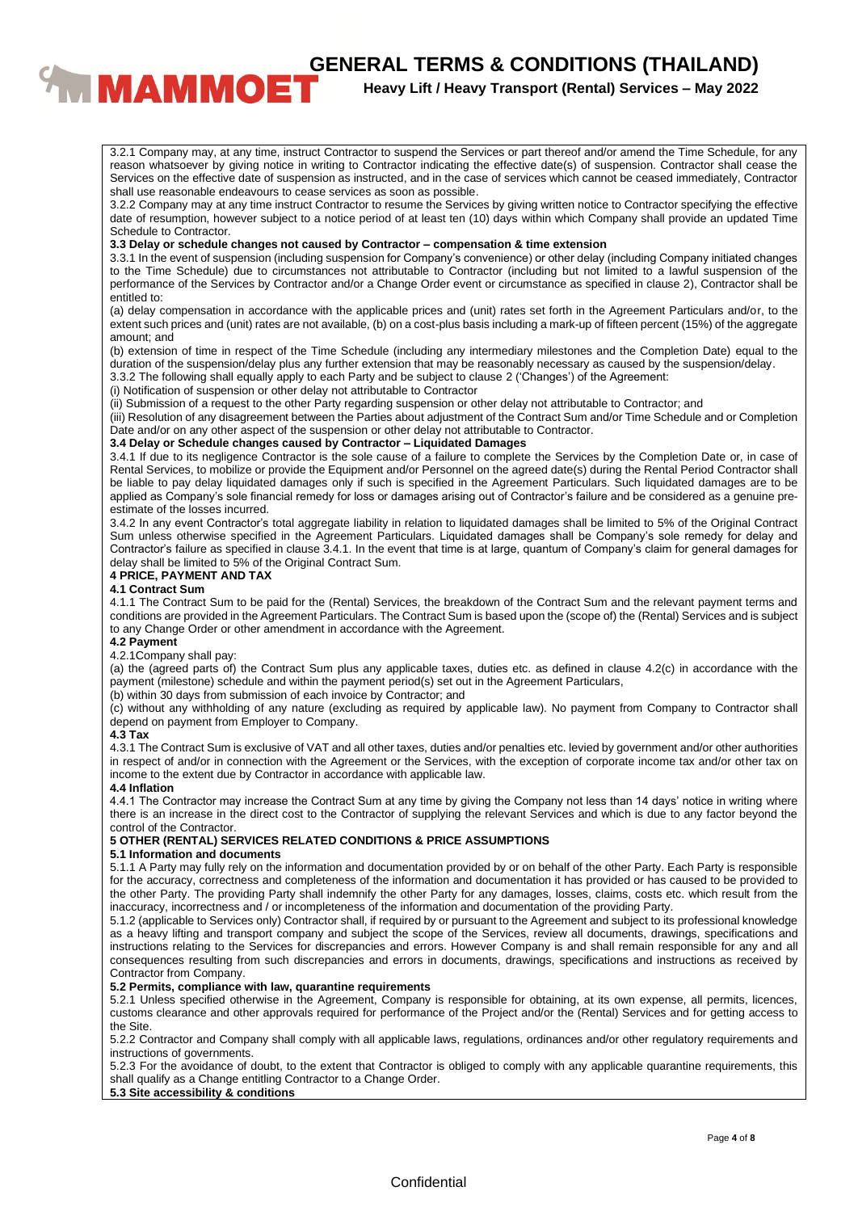3.2.1 Company may, at any time, instruct Contractor to suspend the Services or part thereof and/or amend the Time Schedule, for any reason whatsoever by giving notice in writing to Contractor indicating the effective date(s) of suspension. Contractor shall cease the Services on the effective date of suspension as instructed, and in the case of services which cannot be ceased immediately, Contractor shall use reasonable endeavours to cease services as soon as possible.

3.2.2 Company may at any time instruct Contractor to resume the Services by giving written notice to Contractor specifying the effective date of resumption, however subject to a notice period of at least ten (10) days within which Company shall provide an updated Time Schedule to Contractor.

**3.3 Delay or schedule changes not caused by Contractor – compensation & time extension**

3.3.1 In the event of suspension (including suspension for Company's convenience) or other delay (including Company initiated changes to the Time Schedule) due to circumstances not attributable to Contractor (including but not limited to a lawful suspension of the performance of the Services by Contractor and/or a Change Order event or circumstance as specified in clause 2), Contractor shall be entitled to:

(a) delay compensation in accordance with the applicable prices and (unit) rates set forth in the Agreement Particulars and/or, to the extent such prices and (unit) rates are not available, (b) on a cost-plus basis including a mark-up of fifteen percent (15%) of the aggregate amount; and

(b) extension of time in respect of the Time Schedule (including any intermediary milestones and the Completion Date) equal to the duration of the suspension/delay plus any further extension that may be reasonably necessary as caused by the suspension/delay.

3.3.2 The following shall equally apply to each Party and be subject to clause 2 ('Changes') of the Agreement:

(i) Notification of suspension or other delay not attributable to Contractor

(ii) Submission of a request to the other Party regarding suspension or other delay not attributable to Contractor; and

(iii) Resolution of any disagreement between the Parties about adjustment of the Contract Sum and/or Time Schedule and or Completion Date and/or on any other aspect of the suspension or other delay not attributable to Contractor.

**3.4 Delay or Schedule changes caused by Contractor – Liquidated Damages**

3.4.1 If due to its negligence Contractor is the sole cause of a failure to complete the Services by the Completion Date or, in case of Rental Services, to mobilize or provide the Equipment and/or Personnel on the agreed date(s) during the Rental Period Contractor shall be liable to pay delay liquidated damages only if such is specified in the Agreement Particulars. Such liquidated damages are to be applied as Company's sole financial remedy for loss or damages arising out of Contractor's failure and be considered as a genuine pre-estimate of the losses incurred.

3.4.2 In any event Contractor's total aggregate liability in relation to liquidated damages shall be limited to 5% of the Original Contract Sum unless otherwise specified in the Agreement Particulars. Liquidated damages shall be Company's sole remedy for delay and Contractor's failure as specified in clause 3.4.1. In the event that time is at large, quantum of Company's claim for general damages for delay shall be limited to 5% of the Original Contract Sum.

**4 PRICE, PAYMENT AND TAX**

**4.1 Contract Sum**

4.1.1 The Contract Sum to be paid for the (Rental) Services, the breakdown of the Contract Sum and the relevant payment terms and conditions are provided in the Agreement Particulars. The Contract Sum is based upon the (scope of) the (Rental) Services and is subject to any Change Order or other amendment in accordance with the Agreement.

**4.2 Payment**

4.2.1Company shall pay:

(a) the (agreed parts of) the Contract Sum plus any applicable taxes, duties etc. as defined in clause 4.2(c) in accordance with the payment (milestone) schedule and within the payment period(s) set out in the Agreement Particulars,

(b) within 30 days from submission of each invoice by Contractor; and

(c) without any withholding of any nature (excluding as required by applicable law). No payment from Company to Contractor shall depend on payment from Employer to Company.

**4.3 Tax**

4.3.1 The Contract Sum is exclusive of VAT and all other taxes, duties and/or penalties etc. levied by government and/or other authorities in respect of and/or in connection with the Agreement or the Services, with the exception of corporate income tax and/or other tax on income to the extent due by Contractor in accordance with applicable law.

**4.4 Inflation**

4.4.1 The Contractor may increase the Contract Sum at any time by giving the Company not less than 14 days' notice in writing where there is an increase in the direct cost to the Contractor of supplying the relevant Services and which is due to any factor beyond the control of the Contractor.

**5 OTHER (RENTAL) SERVICES RELATED CONDITIONS & PRICE ASSUMPTIONS**

**5.1 Information and documents**

5.1.1 A Party may fully rely on the information and documentation provided by or on behalf of the other Party. Each Party is responsible for the accuracy, correctness and completeness of the information and documentation it has provided or has caused to be provided to the other Party. The providing Party shall indemnify the other Party for any damages, losses, claims, costs etc. which result from the inaccuracy, incorrectness and / or incompleteness of the information and documentation of the providing Party.

5.1.2 (applicable to Services only) Contractor shall, if required by or pursuant to the Agreement and subject to its professional knowledge as a heavy lifting and transport company and subject the scope of the Services, review all documents, drawings, specifications and instructions relating to the Services for discrepancies and errors. However Company is and shall remain responsible for any and all consequences resulting from such discrepancies and errors in documents, drawings, specifications and instructions as received by Contractor from Company.

**5.2 Permits, compliance with law, quarantine requirements**

5.2.1 Unless specified otherwise in the Agreement, Company is responsible for obtaining, at its own expense, all permits, licences, customs clearance and other approvals required for performance of the Project and/or the (Rental) Services and for getting access to the Site.

5.2.2 Contractor and Company shall comply with all applicable laws, regulations, ordinances and/or other regulatory requirements and instructions of governments.

5.2.3 For the avoidance of doubt, to the extent that Contractor is obliged to comply with any applicable quarantine requirements, this shall qualify as a Change entitling Contractor to a Change Order.

**5.3 Site accessibility & conditions**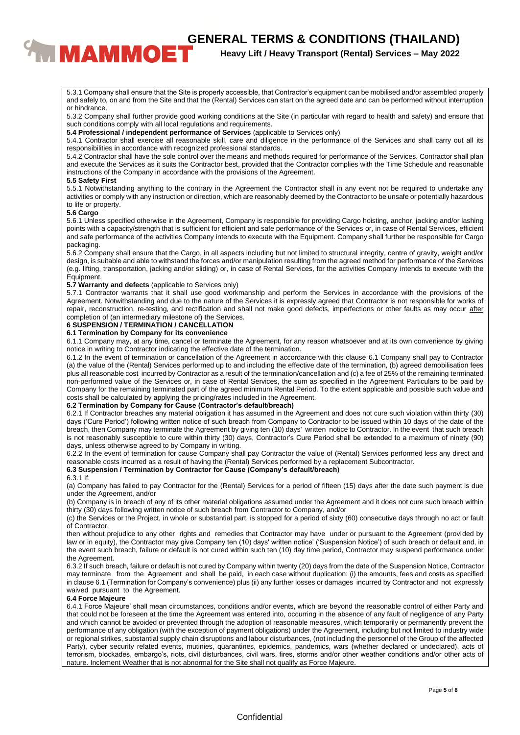5.3.1 Company shall ensure that the Site is properly accessible, that Contractor's equipment can be mobilised and/or assembled properly and safely to, on and from the Site and that the (Rental) Services can start on the agreed date and can be performed without interruption or hindrance.

5.3.2 Company shall further provide good working conditions at the Site (in particular with regard to health and safety) and ensure that such conditions comply with all local regulations and requirements.

**5.4 Professional / independent performance of Services** (applicable to Services only)

5.4.1 Contractor shall exercise all reasonable skill, care and diligence in the performance of the Services and shall carry out all its responsibilities in accordance with recognized professional standards.

5.4.2 Contractor shall have the sole control over the means and methods required for performance of the Services. Contractor shall plan and execute the Services as it suits the Contractor best, provided that the Contractor complies with the Time Schedule and reasonable instructions of the Company in accordance with the provisions of the Agreement.

**5.5 Safety First**

5.5.1 Notwithstanding anything to the contrary in the Agreement the Contractor shall in any event not be required to undertake any activities or comply with any instruction or direction, which are reasonably deemed by the Contractor to be unsafe or potentially hazardous to life or property.

**5.6 Cargo**

5.6.1 Unless specified otherwise in the Agreement, Company is responsible for providing Cargo hoisting, anchor, jacking and/or lashing points with a capacity/strength that is sufficient for efficient and safe performance of the Services or, in case of Rental Services, efficient and safe performance of the activities Company intends to execute with the Equipment. Company shall further be responsible for Cargo packaging.

5.6.2 Company shall ensure that the Cargo, in all aspects including but not limited to structural integrity, centre of gravity, weight and/or design, is suitable and able to withstand the forces and/or manipulation resulting from the agreed method for performance of the Services (e.g. lifting, transportation, jacking and/or sliding) or, in case of Rental Services, for the activities Company intends to execute with the Equipment.

**5.7 Warranty and defects** (applicable to Services only)

5.7.1 Contractor warrants that it shall use good workmanship and perform the Services in accordance with the provisions of the Agreement. Notwithstanding and due to the nature of the Services it is expressly agreed that Contractor is not responsible for works of repair, reconstruction, re-testing, and rectification and shall not make good defects, imperfections or other faults as may occur after completion of (an intermediary milestone of) the Services.

**6 SUSPENSION / TERMINATION / CANCELLATION**

**6.1 Termination by Company for its convenience**

6.1.1 Company may, at any time, cancel or terminate the Agreement, for any reason whatsoever and at its own convenience by giving notice in writing to Contractor indicating the effective date of the termination.

6.1.2 In the event of termination or cancellation of the Agreement in accordance with this clause 6.1 Company shall pay to Contractor (a) the value of the (Rental) Services performed up to and including the effective date of the termination, (b) agreed demobilisation fees plus all reasonable cost incurred by Contractor as a result of the termination/cancellation and (c) a fee of 25% of the remaining terminated non-performed value of the Services or, in case of Rental Services, the sum as specified in the Agreement Particulars to be paid by Company for the remaining terminated part of the agreed minimum Rental Period. To the extent applicable and possible such value and costs shall be calculated by applying the pricing/rates included in the Agreement.

**6.2 Termination by Company for Cause (Contractor's default/breach)**

6.2.1 If Contractor breaches any material obligation it has assumed in the Agreement and does not cure such violation within thirty (30) days ('Cure Period') following written notice of such breach from Company to Contractor to be issued within 10 days of the date of the breach, then Company may terminate the Agreement by giving ten (10) days' written notice to Contractor. In the event that such breach is not reasonably susceptible to cure within thirty (30) days, Contractor's Cure Period shall be extended to a maximum of ninety (90) days, unless otherwise agreed to by Company in writing.

6.2.2 In the event of termination for cause Company shall pay Contractor the value of (Rental) Services performed less any direct and reasonable costs incurred as a result of having the (Rental) Services performed by a replacement Subcontractor.

**6.3 Suspension / Termination by Contractor for Cause (Company's default/breach)**

6.3.1 If:

(a) Company has failed to pay Contractor for the (Rental) Services for a period of fifteen (15) days after the date such payment is due under the Agreement, and/or

(b) Company is in breach of any of its other material obligations assumed under the Agreement and it does not cure such breach within thirty (30) days following written notice of such breach from Contractor to Company, and/or

(c) the Services or the Project, in whole or substantial part, is stopped for a period of sixty (60) consecutive days through no act or fault of Contractor,

then without prejudice to any other rights and remedies that Contractor may have under or pursuant to the Agreement (provided by law or in equity), the Contractor may give Company ten (10) days' written notice' ('Suspension Notice') of such breach or default and, in the event such breach, failure or default is not cured within such ten (10) day time period, Contractor may suspend performance under the Agreement.

6.3.2 If such breach, failure or default is not cured by Company within twenty (20) days from the date of the Suspension Notice, Contractor may terminate from the Agreement and shall be paid, in each case without duplication: (i) the amounts, fees and costs as specified in clause 6.1 (Termination for Company's convenience) plus (ii) any further losses or damages incurred by Contractor and not expressly waived pursuant to the Agreement.

**6.4 Force Majeure**

6.4.1 Force Majeure' shall mean circumstances, conditions and/or events, which are beyond the reasonable control of either Party and that could not be foreseen at the time the Agreement was entered into, occurring in the absence of any fault of negligence of any Party and which cannot be avoided or prevented through the adoption of reasonable measures, which temporarily or permanently prevent the performance of any obligation (with the exception of payment obligations) under the Agreement, including but not limited to industry wide or regional strikes, substantial supply chain disruptions and labour disturbances, (not including the personnel of the Group of the affected Party), cyber security related events, mutinies, quarantines, epidemics, pandemics, wars (whether declared or undeclared), acts of terrorism, blockades, embargo's, riots, civil disturbances, civil wars, fires, storms and/or other weather conditions and/or other acts of nature. Inclement Weather that is not abnormal for the Site shall not qualify as Force Majeure.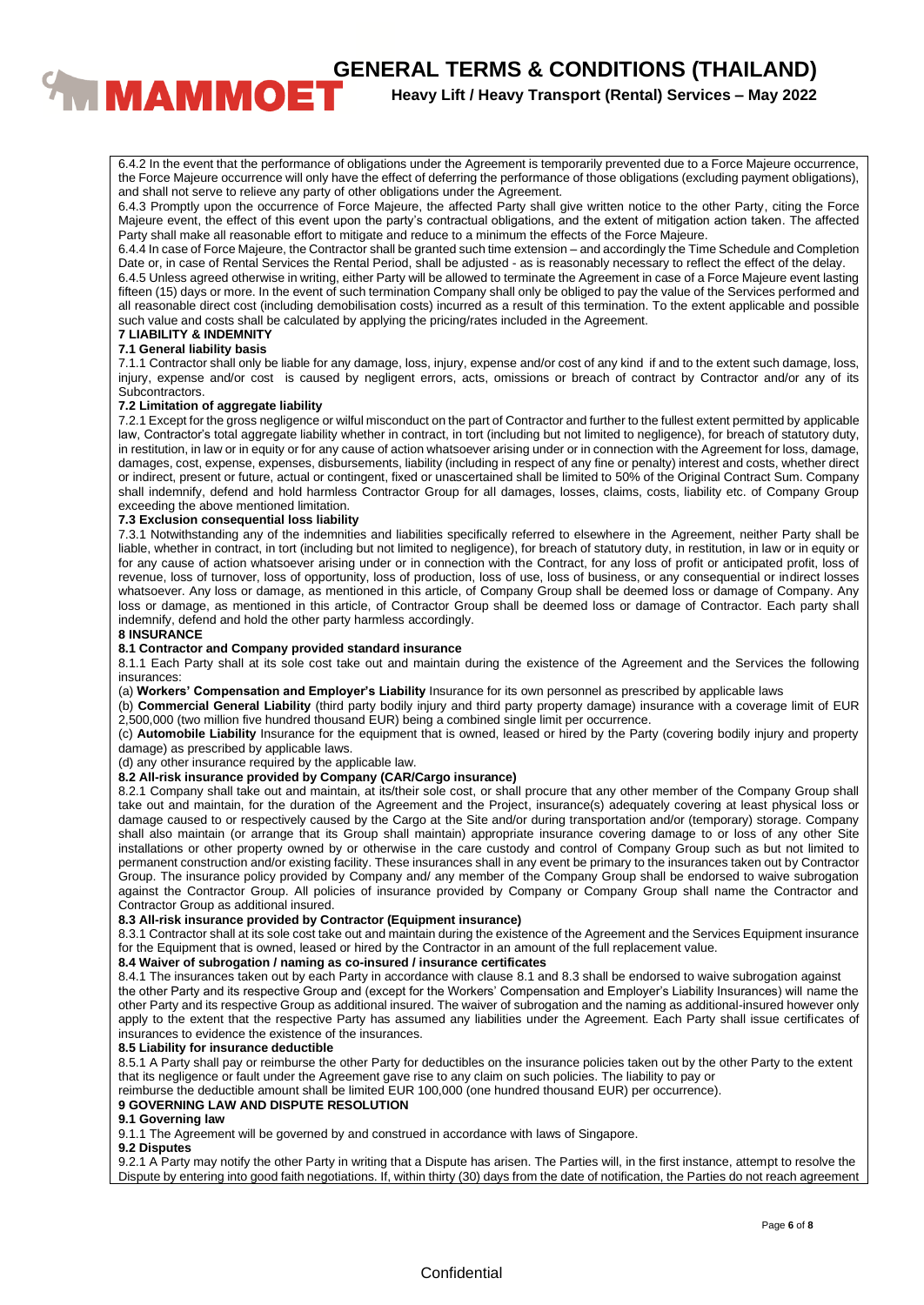6.4.2 In the event that the performance of obligations under the Agreement is temporarily prevented due to a Force Majeure occurrence, the Force Majeure occurrence will only have the effect of deferring the performance of those obligations (excluding payment obligations), and shall not serve to relieve any party of other obligations under the Agreement.

6.4.3 Promptly upon the occurrence of Force Majeure, the affected Party shall give written notice to the other Party, citing the Force Majeure event, the effect of this event upon the party's contractual obligations, and the extent of mitigation action taken. The affected Party shall make all reasonable effort to mitigate and reduce to a minimum the effects of the Force Majeure.

6.4.4 In case of Force Majeure, the Contractor shall be granted such time extension – and accordingly the Time Schedule and Completion Date or, in case of Rental Services the Rental Period, shall be adjusted - as is reasonably necessary to reflect the effect of the delay.

6.4.5 Unless agreed otherwise in writing, either Party will be allowed to terminate the Agreement in case of a Force Majeure event lasting fifteen (15) days or more. In the event of such termination Company shall only be obliged to pay the value of the Services performed and all reasonable direct cost (including demobilisation costs) incurred as a result of this termination. To the extent applicable and possible such value and costs shall be calculated by applying the pricing/rates included in the Agreement.

**7 LIABILITY & INDEMNITY**

**7.1 General liability basis**

7.1.1 Contractor shall only be liable for any damage, loss, injury, expense and/or cost of any kind if and to the extent such damage, loss, injury, expense and/or cost is caused by negligent errors, acts, omissions or breach of contract by Contractor and/or any of its Subcontractors.

**7.2 Limitation of aggregate liability**

7.2.1 Except for the gross negligence or wilful misconduct on the part of Contractor and further to the fullest extent permitted by applicable law, Contractor's total aggregate liability whether in contract, in tort (including but not limited to negligence), for breach of statutory duty, in restitution, in law or in equity or for any cause of action whatsoever arising under or in connection with the Agreement for loss, damage, damages, cost, expense, expenses, disbursements, liability (including in respect of any fine or penalty) interest and costs, whether direct or indirect, present or future, actual or contingent, fixed or unascertained shall be limited to 50% of the Original Contract Sum. Company shall indemnify, defend and hold harmless Contractor Group for all damages, losses, claims, costs, liability etc. of Company Group exceeding the above mentioned limitation.

**7.3 Exclusion consequential loss liability**

7.3.1 Notwithstanding any of the indemnities and liabilities specifically referred to elsewhere in the Agreement, neither Party shall be liable, whether in contract, in tort (including but not limited to negligence), for breach of statutory duty, in restitution, in law or in equity or for any cause of action whatsoever arising under or in connection with the Contract, for any loss of profit or anticipated profit, loss of revenue, loss of turnover, loss of opportunity, loss of production, loss of use, loss of business, or any consequential or indirect losses whatsoever. Any loss or damage, as mentioned in this article, of Company Group shall be deemed loss or damage of Company. Any loss or damage, as mentioned in this article, of Contractor Group shall be deemed loss or damage of Contractor. Each party shall indemnify, defend and hold the other party harmless accordingly.

**8 INSURANCE**

**8.1 Contractor and Company provided standard insurance**

8.1.1 Each Party shall at its sole cost take out and maintain during the existence of the Agreement and the Services the following insurances:

(a) **Workers' Compensation and Employer's Liability** Insurance for its own personnel as prescribed by applicable laws

(b) **Commercial General Liability** (third party bodily injury and third party property damage) insurance with a coverage limit of EUR 2,500,000 (two million five hundred thousand EUR) being a combined single limit per occurrence.

(c) **Automobile Liability** Insurance for the equipment that is owned, leased or hired by the Party (covering bodily injury and property damage) as prescribed by applicable laws.

(d) any other insurance required by the applicable law.

**8.2 All-risk insurance provided by Company (CAR/Cargo insurance)**

8.2.1 Company shall take out and maintain, at its/their sole cost, or shall procure that any other member of the Company Group shall take out and maintain, for the duration of the Agreement and the Project, insurance(s) adequately covering at least physical loss or damage caused to or respectively caused by the Cargo at the Site and/or during transportation and/or (temporary) storage. Company shall also maintain (or arrange that its Group shall maintain) appropriate insurance covering damage to or loss of any other Site installations or other property owned by or otherwise in the care custody and control of Company Group such as but not limited to permanent construction and/or existing facility. These insurances shall in any event be primary to the insurances taken out by Contractor Group. The insurance policy provided by Company and/ any member of the Company Group shall be endorsed to waive subrogation against the Contractor Group. All policies of insurance provided by Company or Company Group shall name the Contractor and Contractor Group as additional insured.

**8.3 All-risk insurance provided by Contractor (Equipment insurance)**

8.3.1 Contractor shall at its sole cost take out and maintain during the existence of the Agreement and the Services Equipment insurance for the Equipment that is owned, leased or hired by the Contractor in an amount of the full replacement value.

**8.4 Waiver of subrogation / naming as co-insured / insurance certificates**

8.4.1 The insurances taken out by each Party in accordance with clause 8.1 and 8.3 shall be endorsed to waive subrogation against the other Party and its respective Group and (except for the Workers' Compensation and Employer's Liability Insurances) will name the other Party and its respective Group as additional insured. The waiver of subrogation and the naming as additional-insured however only apply to the extent that the respective Party has assumed any liabilities under the Agreement. Each Party shall issue certificates of insurances to evidence the existence of the insurances.

**8.5 Liability for insurance deductible**

8.5.1 A Party shall pay or reimburse the other Party for deductibles on the insurance policies taken out by the other Party to the extent that its negligence or fault under the Agreement gave rise to any claim on such policies. The liability to pay or reimburse the deductible amount shall be limited EUR 100,000 (one hundred thousand EUR) per occurrence).

**9 GOVERNING LAW AND DISPUTE RESOLUTION**

**9.1 Governing law**

9.1.1 The Agreement will be governed by and construed in accordance with laws of Singapore.

**9.2 Disputes**

9.2.1 A Party may notify the other Party in writing that a Dispute has arisen. The Parties will, in the first instance, attempt to resolve the Dispute by entering into good faith negotiations. If, within thirty (30) days from the date of notification, the Parties do not reach agreement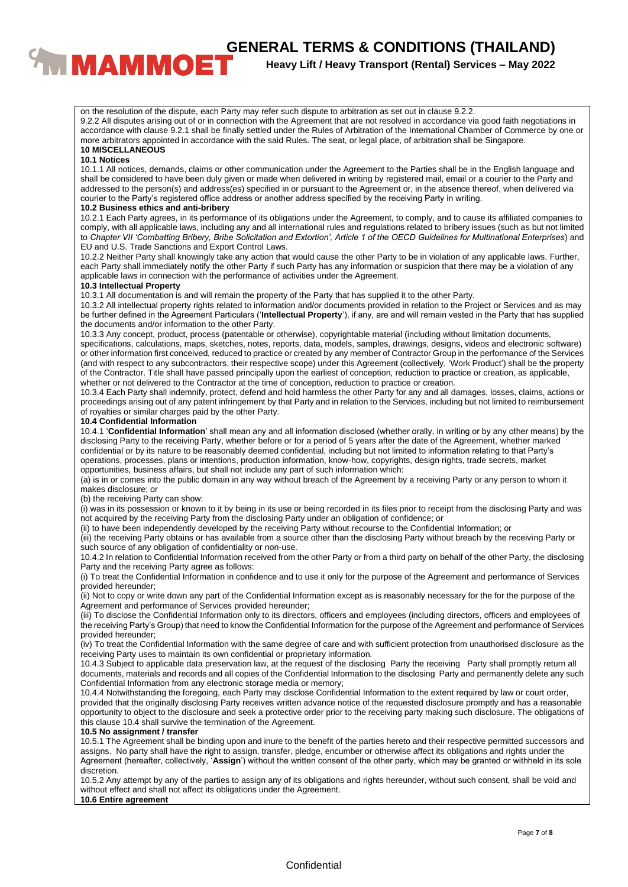on the resolution of the dispute, each Party may refer such dispute to arbitration as set out in clause 9.2.2.

9.2.2 All disputes arising out of or in connection with the Agreement that are not resolved in accordance via good faith negotiations in accordance with clause 9.2.1 shall be finally settled under the Rules of Arbitration of the International Chamber of Commerce by one or more arbitrators appointed in accordance with the said Rules. The seat, or legal place, of arbitration shall be Singapore.

## 10 MISCELLANEOUS

### 10.1 Notices

10.1.1 All notices, demands, claims or other communication under the Agreement to the Parties shall be in the English language and shall be considered to have been duly given or made when delivered in writing by registered mail, email or a courier to the Party and addressed to the person(s) and address(es) specified in or pursuant to the Agreement or, in the absence thereof, when delivered via courier to the Party's registered office address or another address specified by the receiving Party in writing.

### 10.2 Business ethics and anti-bribery

10.2.1 Each Party agrees, in its performance of its obligations under the Agreement, to comply, and to cause its affiliated companies to comply, with all applicable laws, including any and all international rules and regulations related to bribery issues (such as but not limited to *Chapter VII 'Combatting Bribery, Bribe Solicitation and Extortion', Article 1 of the OECD Guidelines for Multinational Enterprises*) and EU and U.S. Trade Sanctions and Export Control Laws.

10.2.2 Neither Party shall knowingly take any action that would cause the other Party to be in violation of any applicable laws. Further, each Party shall immediately notify the other Party if such Party has any information or suspicion that there may be a violation of any applicable laws in connection with the performance of activities under the Agreement.

### 10.3 Intellectual Property

10.3.1 All documentation is and will remain the property of the Party that has supplied it to the other Party.

10.3.2 All intellectual property rights related to information and/or documents provided in relation to the Project or Services and as may be further defined in the Agreement Particulars ('**Intellectual Property**'), if any, are and will remain vested in the Party that has supplied the documents and/or information to the other Party.

10.3.3 Any concept, product, process (patentable or otherwise), copyrightable material (including without limitation documents, specifications, calculations, maps, sketches, notes, reports, data, models, samples, drawings, designs, videos and electronic software) or other information first conceived, reduced to practice or created by any member of Contractor Group in the performance of the Services (and with respect to any subcontractors, their respective scope) under this Agreement (collectively, 'Work Product') shall be the property of the Contractor. Title shall have passed principally upon the earliest of conception, reduction to practice or creation, as applicable, whether or not delivered to the Contractor at the time of conception, reduction to practice or creation.

10.3.4 Each Party shall indemnify, protect, defend and hold harmless the other Party for any and all damages, losses, claims, actions or proceedings arising out of any patent infringement by that Party and in relation to the Services, including but not limited to reimbursement of royalties or similar charges paid by the other Party.

### 10.4 Confidential Information

10.4.1 '**Confidential Information**' shall mean any and all information disclosed (whether orally, in writing or by any other means) by the disclosing Party to the receiving Party, whether before or for a period of 5 years after the date of the Agreement, whether marked confidential or by its nature to be reasonably deemed confidential, including but not limited to information relating to that Party's operations, processes, plans or intentions, production information, know-how, copyrights, design rights, trade secrets, market opportunities, business affairs, but shall not include any part of such information which:

(a) is in or comes into the public domain in any way without breach of the Agreement by a receiving Party or any person to whom it makes disclosure; or

(b) the receiving Party can show:

(i) was in its possession or known to it by being in its use or being recorded in its files prior to receipt from the disclosing Party and was not acquired by the receiving Party from the disclosing Party under an obligation of confidence; or

(ii) to have been independently developed by the receiving Party without recourse to the Confidential Information; or

(iii) the receiving Party obtains or has available from a source other than the disclosing Party without breach by the receiving Party or such source of any obligation of confidentiality or non-use.

10.4.2 In relation to Confidential Information received from the other Party or from a third party on behalf of the other Party, the disclosing Party and the receiving Party agree as follows:

(i) To treat the Confidential Information in confidence and to use it only for the purpose of the Agreement and performance of Services provided hereunder;

(ii) Not to copy or write down any part of the Confidential Information except as is reasonably necessary for the for the purpose of the Agreement and performance of Services provided hereunder;

(iii) To disclose the Confidential Information only to its directors, officers and employees (including directors, officers and employees of the receiving Party's Group) that need to know the Confidential Information for the purpose of the Agreement and performance of Services provided hereunder;

(iv) To treat the Confidential Information with the same degree of care and with sufficient protection from unauthorised disclosure as the receiving Party uses to maintain its own confidential or proprietary information.

10.4.3 Subject to applicable data preservation law, at the request of the disclosing Party the receiving Party shall promptly return all documents, materials and records and all copies of the Confidential Information to the disclosing Party and permanently delete any such Confidential Information from any electronic storage media or memory;

10.4.4 Notwithstanding the foregoing, each Party may disclose Confidential Information to the extent required by law or court order, provided that the originally disclosing Party receives written advance notice of the requested disclosure promptly and has a reasonable opportunity to object to the disclosure and seek a protective order prior to the receiving party making such disclosure. The obligations of this clause 10.4 shall survive the termination of the Agreement.

### 10.5 No assignment / transfer

10.5.1 The Agreement shall be binding upon and inure to the benefit of the parties hereto and their respective permitted successors and assigns. No party shall have the right to assign, transfer, pledge, encumber or otherwise affect its obligations and rights under the Agreement (hereafter, collectively, '**Assign**') without the written consent of the other party, which may be granted or withheld in its sole discretion.

10.5.2 Any attempt by any of the parties to assign any of its obligations and rights hereunder, without such consent, shall be void and without effect and shall not affect its obligations under the Agreement.

### 10.6 Entire agreement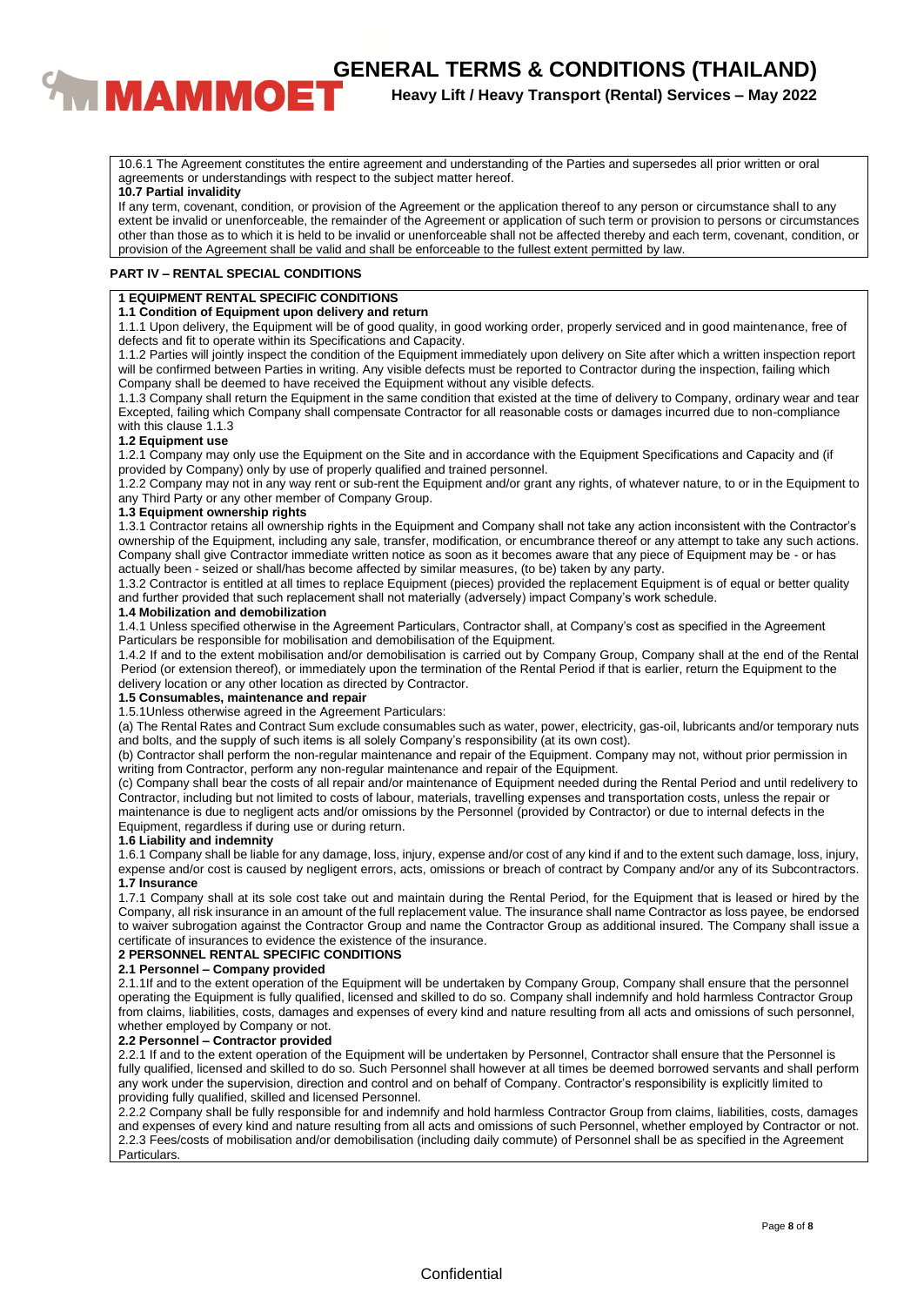10.6.1 The Agreement constitutes the entire agreement and understanding of the Parties and supersedes all prior written or oral agreements or understandings with respect to the subject matter hereof.

**10.7 Partial invalidity**

If any term, covenant, condition, or provision of the Agreement or the application thereof to any person or circumstance shall to any extent be invalid or unenforceable, the remainder of the Agreement or application of such term or provision to persons or circumstances other than those as to which it is held to be invalid or unenforceable shall not be affected thereby and each term, covenant, condition, or provision of the Agreement shall be valid and shall be enforceable to the fullest extent permitted by law.

## PART IV – RENTAL SPECIAL CONDITIONS

### 1 EQUIPMENT RENTAL SPECIFIC CONDITIONS

**1.1 Condition of Equipment upon delivery and return**

1.1.1 Upon delivery, the Equipment will be of good quality, in good working order, properly serviced and in good maintenance, free of defects and fit to operate within its Specifications and Capacity.

1.1.2 Parties will jointly inspect the condition of the Equipment immediately upon delivery on Site after which a written inspection report will be confirmed between Parties in writing. Any visible defects must be reported to Contractor during the inspection, failing which Company shall be deemed to have received the Equipment without any visible defects.

1.1.3 Company shall return the Equipment in the same condition that existed at the time of delivery to Company, ordinary wear and tear Excepted, failing which Company shall compensate Contractor for all reasonable costs or damages incurred due to non-compliance with this clause 1.1.3

**1.2 Equipment use**

1.2.1 Company may only use the Equipment on the Site and in accordance with the Equipment Specifications and Capacity and (if provided by Company) only by use of properly qualified and trained personnel.

1.2.2 Company may not in any way rent or sub-rent the Equipment and/or grant any rights, of whatever nature, to or in the Equipment to any Third Party or any other member of Company Group.

**1.3 Equipment ownership rights**

1.3.1 Contractor retains all ownership rights in the Equipment and Company shall not take any action inconsistent with the Contractor's ownership of the Equipment, including any sale, transfer, modification, or encumbrance thereof or any attempt to take any such actions. Company shall give Contractor immediate written notice as soon as it becomes aware that any piece of Equipment may be - or has actually been - seized or shall/has become affected by similar measures, (to be) taken by any party.

1.3.2 Contractor is entitled at all times to replace Equipment (pieces) provided the replacement Equipment is of equal or better quality and further provided that such replacement shall not materially (adversely) impact Company's work schedule.

**1.4 Mobilization and demobilization**

1.4.1 Unless specified otherwise in the Agreement Particulars, Contractor shall, at Company's cost as specified in the Agreement Particulars be responsible for mobilisation and demobilisation of the Equipment.

1.4.2 If and to the extent mobilisation and/or demobilisation is carried out by Company Group, Company shall at the end of the Rental Period (or extension thereof), or immediately upon the termination of the Rental Period if that is earlier, return the Equipment to the delivery location or any other location as directed by Contractor.

**1.5 Consumables, maintenance and repair**

1.5.1Unless otherwise agreed in the Agreement Particulars:

(a) The Rental Rates and Contract Sum exclude consumables such as water, power, electricity, gas-oil, lubricants and/or temporary nuts and bolts, and the supply of such items is all solely Company's responsibility (at its own cost).

(b) Contractor shall perform the non-regular maintenance and repair of the Equipment. Company may not, without prior permission in writing from Contractor, perform any non-regular maintenance and repair of the Equipment.

(c) Company shall bear the costs of all repair and/or maintenance of Equipment needed during the Rental Period and until redelivery to Contractor, including but not limited to costs of labour, materials, travelling expenses and transportation costs, unless the repair or maintenance is due to negligent acts and/or omissions by the Personnel (provided by Contractor) or due to internal defects in the Equipment, regardless if during use or during return.

**1.6 Liability and indemnity**

1.6.1 Company shall be liable for any damage, loss, injury, expense and/or cost of any kind if and to the extent such damage, loss, injury, expense and/or cost is caused by negligent errors, acts, omissions or breach of contract by Company and/or any of its Subcontractors.

**1.7 Insurance**

1.7.1 Company shall at its sole cost take out and maintain during the Rental Period, for the Equipment that is leased or hired by the Company, all risk insurance in an amount of the full replacement value. The insurance shall name Contractor as loss payee, be endorsed to waiver subrogation against the Contractor Group and name the Contractor Group as additional insured. The Company shall issue a certificate of insurances to evidence the existence of the insurance.

### 2 PERSONNEL RENTAL SPECIFIC CONDITIONS

**2.1 Personnel – Company provided**

2.1.1If and to the extent operation of the Equipment will be undertaken by Company Group, Company shall ensure that the personnel operating the Equipment is fully qualified, licensed and skilled to do so. Company shall indemnify and hold harmless Contractor Group from claims, liabilities, costs, damages and expenses of every kind and nature resulting from all acts and omissions of such personnel, whether employed by Company or not.

**2.2 Personnel – Contractor provided**

2.2.1 If and to the extent operation of the Equipment will be undertaken by Personnel, Contractor shall ensure that the Personnel is fully qualified, licensed and skilled to do so. Such Personnel shall however at all times be deemed borrowed servants and shall perform any work under the supervision, direction and control and on behalf of Company. Contractor's responsibility is explicitly limited to providing fully qualified, skilled and licensed Personnel.

2.2.2 Company shall be fully responsible for and indemnify and hold harmless Contractor Group from claims, liabilities, costs, damages and expenses of every kind and nature resulting from all acts and omissions of such Personnel, whether employed by Contractor or not.

2.2.3 Fees/costs of mobilisation and/or demobilisation (including daily commute) of Personnel shall be as specified in the Agreement Particulars.